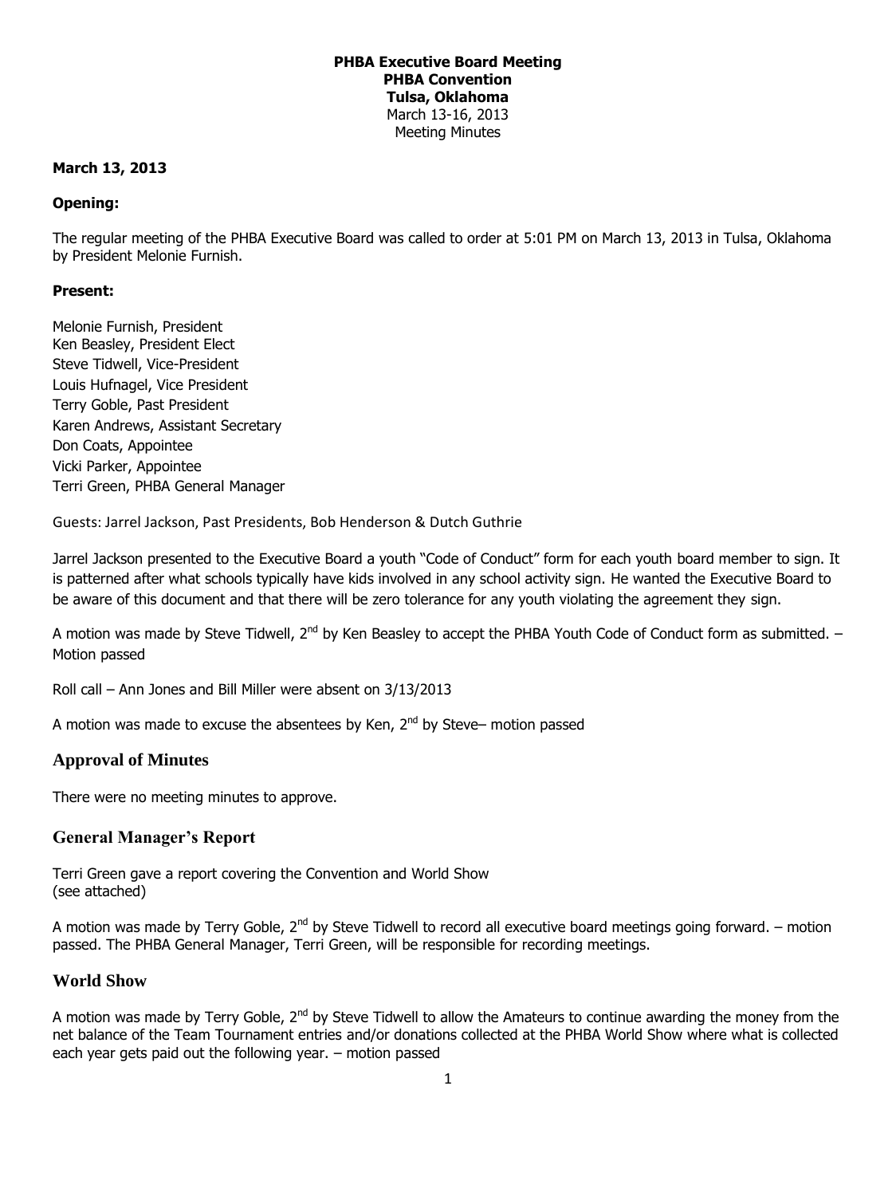**PHBA Executive Board Meeting**
**PHBA Convention**
**Tulsa, Oklahoma**
March 13-16, 2013
Meeting Minutes

**March 13, 2013**

**Opening:**

The regular meeting of the PHBA Executive Board was called to order at 5:01 PM on March 13, 2013 in Tulsa, Oklahoma by President Melonie Furnish.

**Present:**

Melonie Furnish, President
Ken Beasley, President Elect
Steve Tidwell, Vice-President
Louis Hufnagel, Vice President
Terry Goble, Past President
Karen Andrews, Assistant Secretary
Don Coats, Appointee
Vicki Parker, Appointee
Terri Green, PHBA General Manager

Guests: Jarrel Jackson, Past Presidents, Bob Henderson & Dutch Guthrie

Jarrel Jackson presented to the Executive Board a youth "Code of Conduct" form for each youth board member to sign. It is patterned after what schools typically have kids involved in any school activity sign. He wanted the Executive Board to be aware of this document and that there will be zero tolerance for any youth violating the agreement they sign.

A motion was made by Steve Tidwell, 2nd by Ken Beasley to accept the PHBA Youth Code of Conduct form as submitted. – Motion passed

Roll call – Ann Jones and Bill Miller were absent on 3/13/2013

A motion was made to excuse the absentees by Ken, 2nd by Steve– motion passed

## Approval of Minutes

There were no meeting minutes to approve.

## General Manager's Report

Terri Green gave a report covering the Convention and World Show
(see attached)

A motion was made by Terry Goble, 2nd by Steve Tidwell to record all executive board meetings going forward. – motion passed. The PHBA General Manager, Terri Green, will be responsible for recording meetings.

## World Show

A motion was made by Terry Goble, 2nd by Steve Tidwell to allow the Amateurs to continue awarding the money from the net balance of the Team Tournament entries and/or donations collected at the PHBA World Show where what is collected each year gets paid out the following year. – motion passed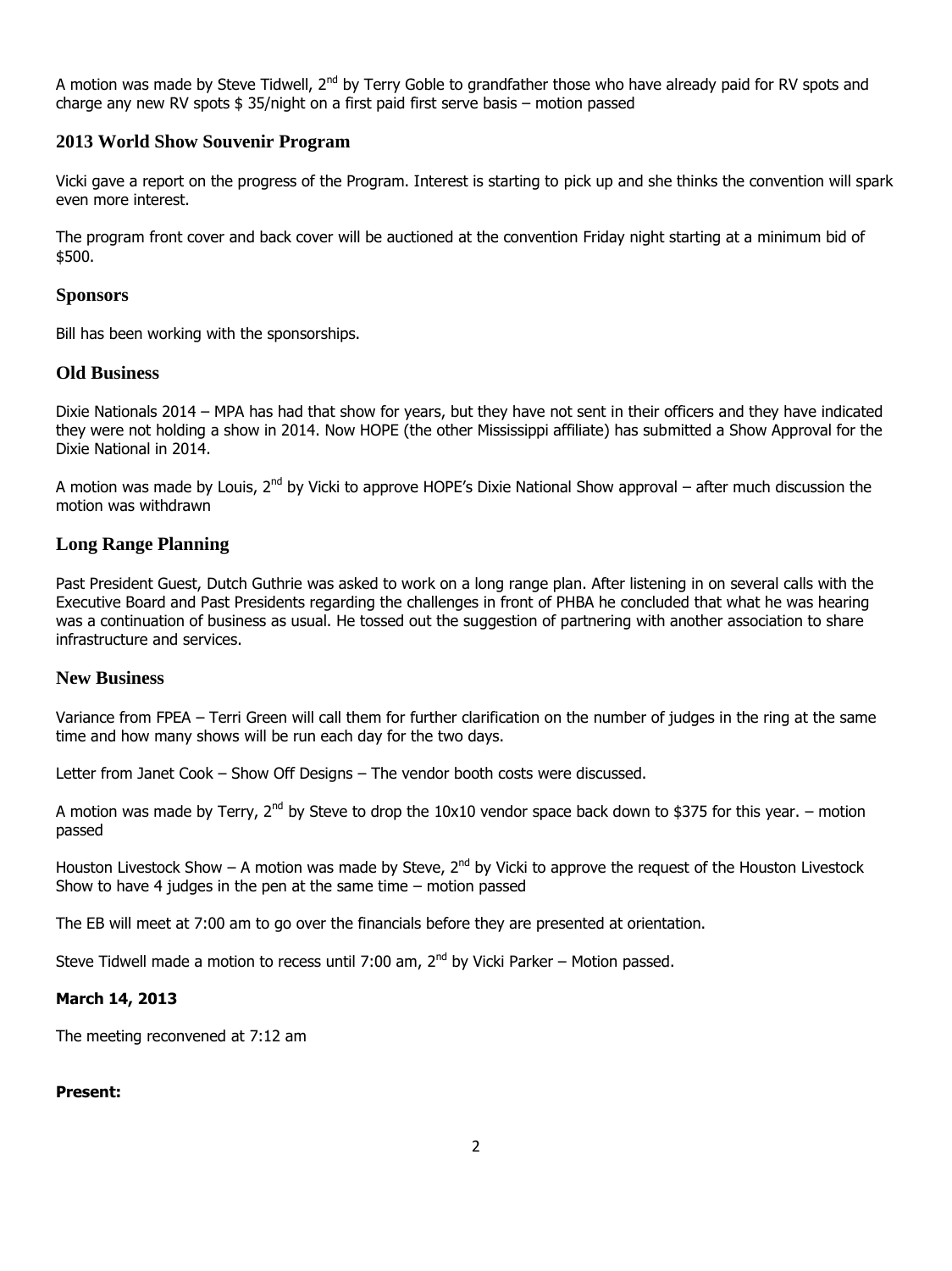A motion was made by Steve Tidwell, 2nd by Terry Goble to grandfather those who have already paid for RV spots and charge any new RV spots $ 35/night on a first paid first serve basis – motion passed

## 2013 World Show Souvenir Program

Vicki gave a report on the progress of the Program. Interest is starting to pick up and she thinks the convention will spark even more interest.

The program front cover and back cover will be auctioned at the convention Friday night starting at a minimum bid of $500.

## Sponsors

Bill has been working with the sponsorships.

## Old Business

Dixie Nationals 2014 – MPA has had that show for years, but they have not sent in their officers and they have indicated they were not holding a show in 2014. Now HOPE (the other Mississippi affiliate) has submitted a Show Approval for the Dixie National in 2014.

A motion was made by Louis, 2nd by Vicki to approve HOPE's Dixie National Show approval – after much discussion the motion was withdrawn

## Long Range Planning

Past President Guest, Dutch Guthrie was asked to work on a long range plan. After listening in on several calls with the Executive Board and Past Presidents regarding the challenges in front of PHBA he concluded that what he was hearing was a continuation of business as usual. He tossed out the suggestion of partnering with another association to share infrastructure and services.

## New Business

Variance from FPEA – Terri Green will call them for further clarification on the number of judges in the ring at the same time and how many shows will be run each day for the two days.

Letter from Janet Cook – Show Off Designs – The vendor booth costs were discussed.

A motion was made by Terry, 2nd by Steve to drop the 10x10 vendor space back down to $375 for this year. – motion passed

Houston Livestock Show – A motion was made by Steve, 2nd by Vicki to approve the request of the Houston Livestock Show to have 4 judges in the pen at the same time – motion passed

The EB will meet at 7:00 am to go over the financials before they are presented at orientation.

Steve Tidwell made a motion to recess until 7:00 am, 2nd by Vicki Parker – Motion passed.

**March 14, 2013**

The meeting reconvened at 7:12 am

**Present:**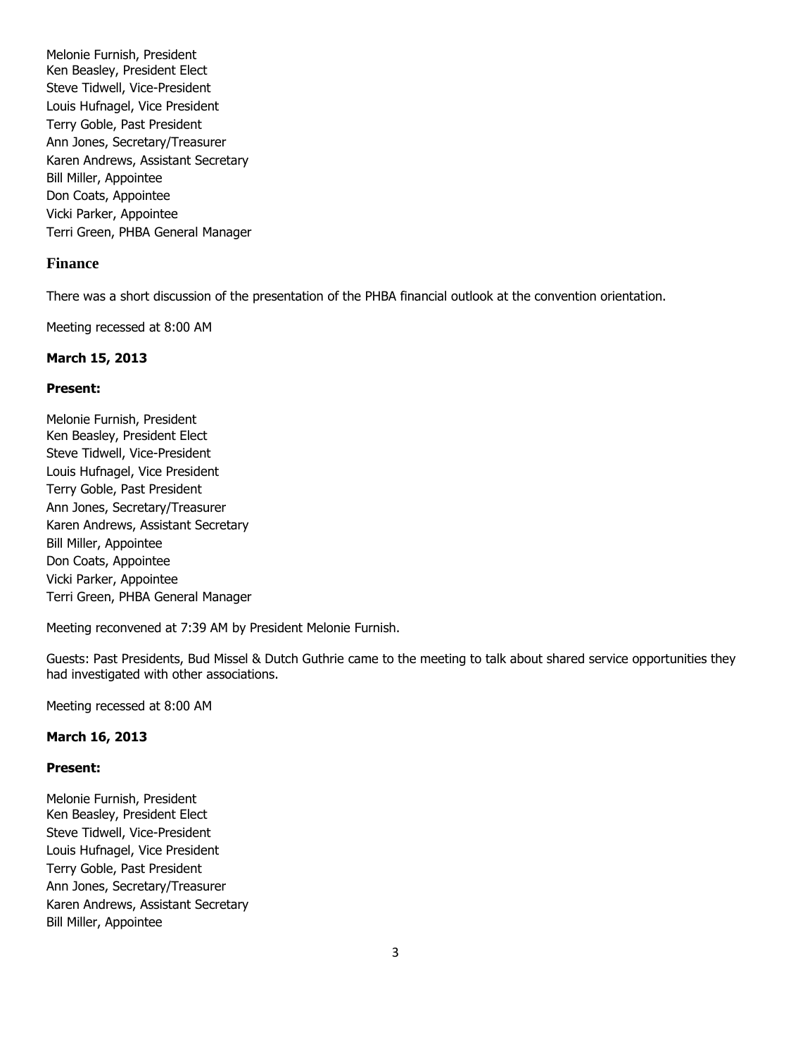Melonie Furnish, President
Ken Beasley, President Elect
Steve Tidwell, Vice-President
Louis Hufnagel, Vice President
Terry Goble, Past President
Ann Jones, Secretary/Treasurer
Karen Andrews, Assistant Secretary
Bill Miller, Appointee
Don Coats, Appointee
Vicki Parker, Appointee
Terri Green, PHBA General Manager

### Finance

There was a short discussion of the presentation of the PHBA financial outlook at the convention orientation.

Meeting recessed at 8:00 AM

**March 15, 2013**

**Present:**

Melonie Furnish, President
Ken Beasley, President Elect
Steve Tidwell, Vice-President
Louis Hufnagel, Vice President
Terry Goble, Past President
Ann Jones, Secretary/Treasurer
Karen Andrews, Assistant Secretary
Bill Miller, Appointee
Don Coats, Appointee
Vicki Parker, Appointee
Terri Green, PHBA General Manager

Meeting reconvened at 7:39 AM by President Melonie Furnish.

Guests: Past Presidents, Bud Missel & Dutch Guthrie came to the meeting to talk about shared service opportunities they had investigated with other associations.

Meeting recessed at 8:00 AM

**March 16, 2013**

**Present:**

Melonie Furnish, President
Ken Beasley, President Elect
Steve Tidwell, Vice-President
Louis Hufnagel, Vice President
Terry Goble, Past President
Ann Jones, Secretary/Treasurer
Karen Andrews, Assistant Secretary
Bill Miller, Appointee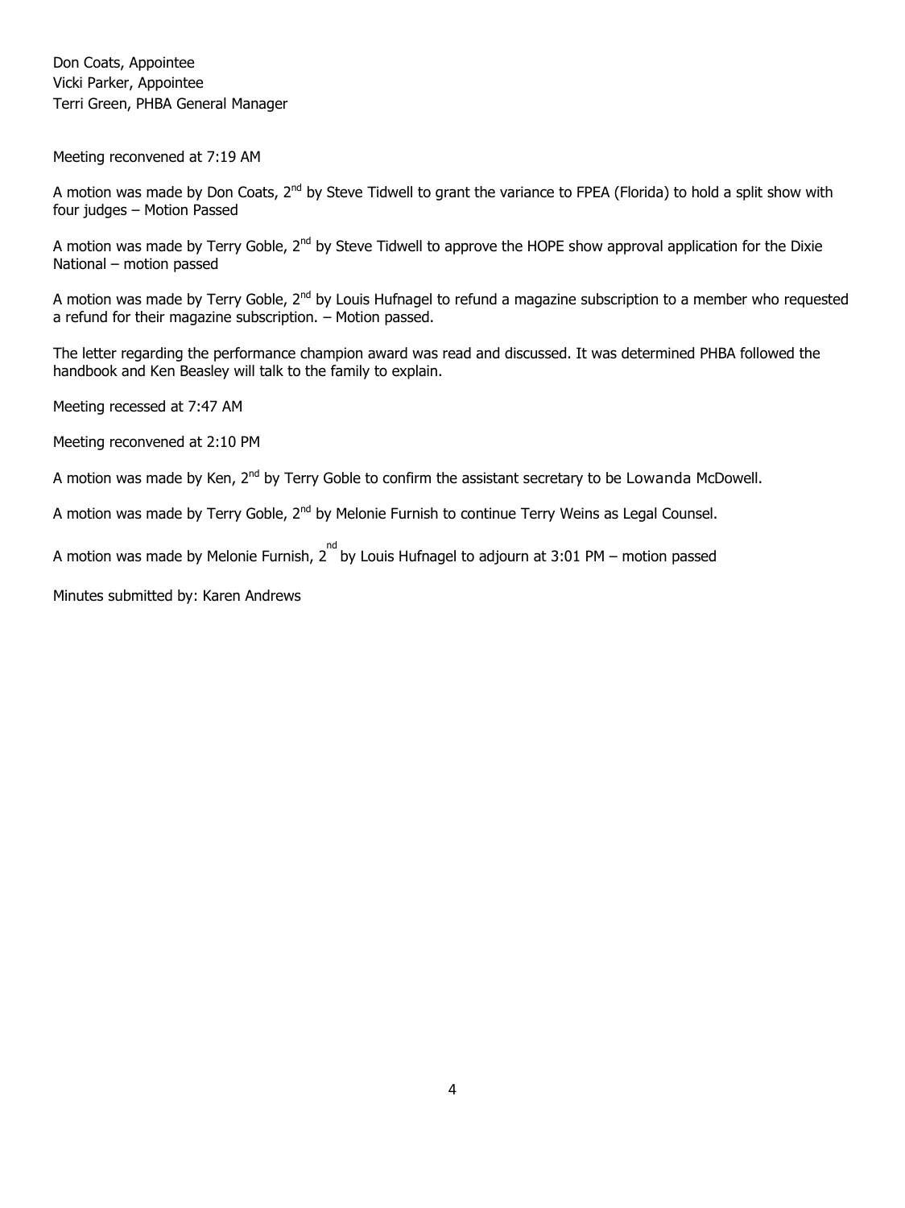Don Coats, Appointee
Vicki Parker, Appointee
Terri Green, PHBA General Manager

Meeting reconvened at 7:19 AM

A motion was made by Don Coats, 2nd by Steve Tidwell to grant the variance to FPEA (Florida) to hold a split show with four judges – Motion Passed

A motion was made by Terry Goble, 2nd by Steve Tidwell to approve the HOPE show approval application for the Dixie National – motion passed

A motion was made by Terry Goble, 2nd by Louis Hufnagel to refund a magazine subscription to a member who requested a refund for their magazine subscription. – Motion passed.

The letter regarding the performance champion award was read and discussed. It was determined PHBA followed the handbook and Ken Beasley will talk to the family to explain.

Meeting recessed at 7:47 AM

Meeting reconvened at 2:10 PM

A motion was made by Ken, 2nd by Terry Goble to confirm the assistant secretary to be Lowanda McDowell.

A motion was made by Terry Goble, 2nd by Melonie Furnish to continue Terry Weins as Legal Counsel.

A motion was made by Melonie Furnish, 2nd by Louis Hufnagel to adjourn at 3:01 PM – motion passed

Minutes submitted by: Karen Andrews